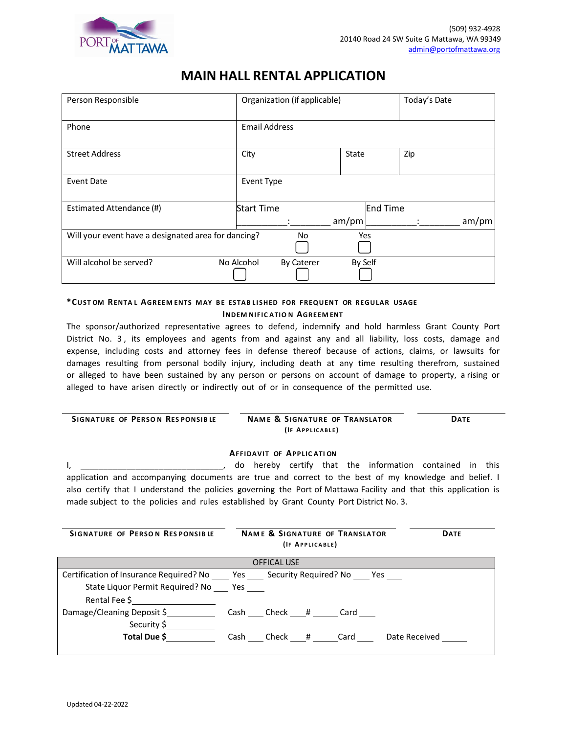PORT OF MATTAWA

(509) 932-4928
20140 Road 24 SW Suite G Mattawa, WA 99349
admin@portofmattawa.org

# MAIN HALL RENTAL APPLICATION

| Person Responsible | Organization (if applicable) | | Today's Date |
|---|---|---|---|
| Phone | Email Address | | |
| Street Address | City | State | Zip |
| Event Date | Event Type | | |
| Estimated Attendance (#) | Start Time ________:________ am/pm | End Time ________:________ am/pm | |
| Will your event have a designated area for dancing? | No ☐ | Yes ☐ | |
| Will alcohol be served? | No Alcohol ☐ | By Caterer ☐ | By Self ☐ |

**\*Custom Rental Agreements may be established for frequent or regular usage**

### Indemnification Agreement

The sponsor/authorized representative agrees to defend, indemnify and hold harmless Grant County Port District No. 3, its employees and agents from and against any and all liability, loss costs, damage and expense, including costs and attorney fees in defense thereof because of actions, claims, or lawsuits for damages resulting from personal bodily injury, including death at any time resulting therefrom, sustained or alleged to have been sustained by any person or persons on account of damage to property, arising or alleged to have arisen directly or indirectly out of or in consequence of the permitted use.

| Signature of Person Responsible | Name & Signature of Translator (If Applicable) | Date |
|---|---|---|
| | | |

### Affidavit of Application

I, ________________________________, do hereby certify that the information contained in this application and accompanying documents are true and correct to the best of my knowledge and belief. I also certify that I understand the policies governing the Port of Mattawa Facility and that this application is made subject to the policies and rules established by Grant County Port District No. 3.

| Signature of Person Responsible | Name & Signature of Translator (If Applicable) | Date |
|---|---|---|
| | | |

### OFFICAL USE

Certification of Insurance Required? No ____ Yes ____ Security Required? No ____ Yes ____

State Liquor Permit Required? No ____ Yes ____

Rental Fee $__________

Damage/Cleaning Deposit $__________ Cash ____ Check ____ # ______ Card ____

Security $__________

**Total Due $**__________ Cash ____ Check ____ # ______ Card ____ Date Received ______

Updated 04-22-2022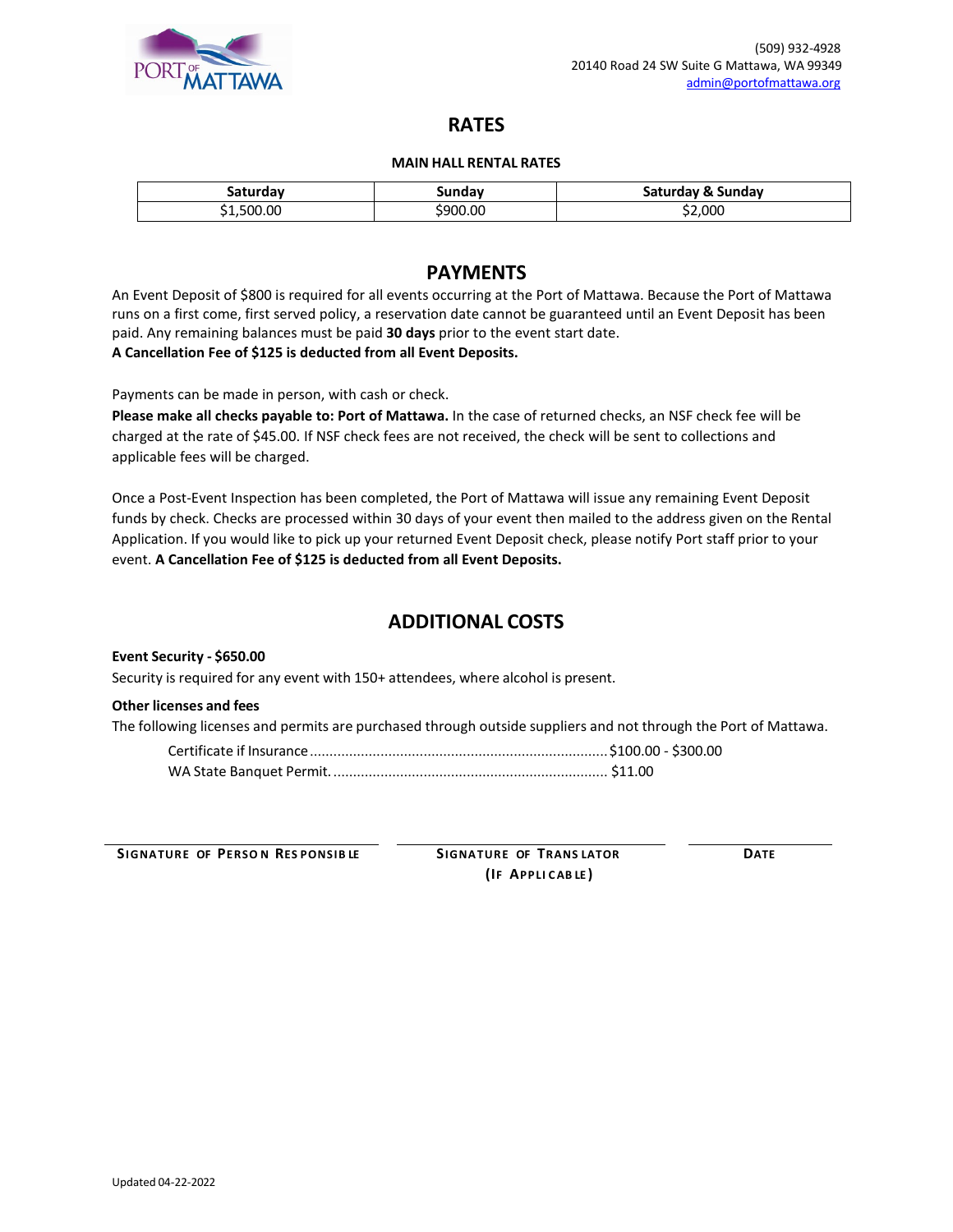(509) 932-4928
20140 Road 24 SW Suite G Mattawa, WA 99349
admin@portofmattawa.org

# RATES

**MAIN HALL RENTAL RATES**

| Saturday | Sunday | Saturday & Sunday |
|---|---|---|
| $1,500.00 | $900.00 | $2,000 |

# PAYMENTS

An Event Deposit of $800 is required for all events occurring at the Port of Mattawa. Because the Port of Mattawa runs on a first come, first served policy, a reservation date cannot be guaranteed until an Event Deposit has been paid. Any remaining balances must be paid **30 days** prior to the event start date.
**A Cancellation Fee of $125 is deducted from all Event Deposits.**

Payments can be made in person, with cash or check.
**Please make all checks payable to: Port of Mattawa.** In the case of returned checks, an NSF check fee will be charged at the rate of $45.00. If NSF check fees are not received, the check will be sent to collections and applicable fees will be charged.

Once a Post-Event Inspection has been completed, the Port of Mattawa will issue any remaining Event Deposit funds by check. Checks are processed within 30 days of your event then mailed to the address given on the Rental Application. If you would like to pick up your returned Event Deposit check, please notify Port staff prior to your event. **A Cancellation Fee of $125 is deducted from all Event Deposits.**

# ADDITIONAL COSTS

**Event Security - $650.00**

Security is required for any event with 150+ attendees, where alcohol is present.

**Other licenses and fees**

The following licenses and permits are purchased through outside suppliers and not through the Port of Mattawa.

Certificate if Insurance ............................................................................ $100.00 - $300.00
WA State Banquet Permit. ..................................................................... $11.00

| SIGNATURE OF PERSON RESPONSIBLE | SIGNATURE OF TRANSLATOR (IF APPLICABLE) | DATE |
|---|---|---|

Updated 04-22-2022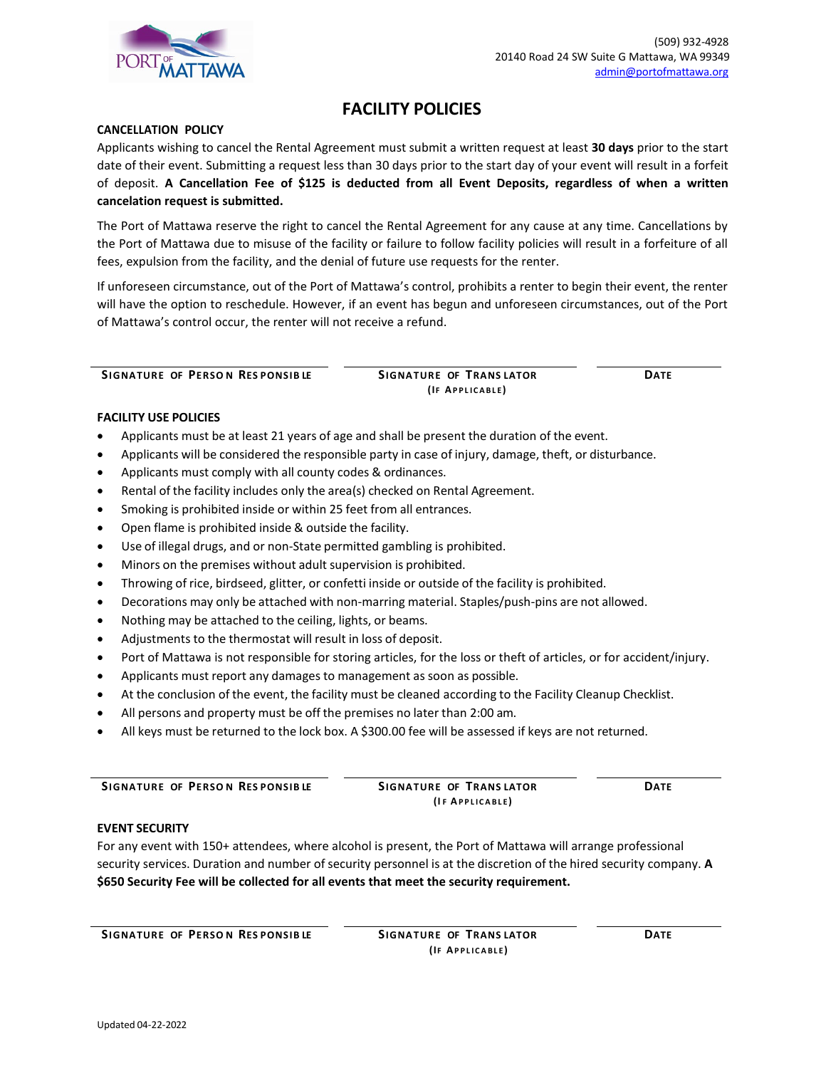(509) 932-4928
20140 Road 24 SW Suite G Mattawa, WA 99349
admin@portofmattawa.org

# FACILITY POLICIES

## CANCELLATION POLICY

Applicants wishing to cancel the Rental Agreement must submit a written request at least **30 days** prior to the start date of their event. Submitting a request less than 30 days prior to the start day of your event will result in a forfeit of deposit. **A Cancellation Fee of $125 is deducted from all Event Deposits, regardless of when a written cancelation request is submitted.**

The Port of Mattawa reserve the right to cancel the Rental Agreement for any cause at any time. Cancellations by the Port of Mattawa due to misuse of the facility or failure to follow facility policies will result in a forfeiture of all fees, expulsion from the facility, and the denial of future use requests for the renter.

If unforeseen circumstance, out of the Port of Mattawa's control, prohibits a renter to begin their event, the renter will have the option to reschedule. However, if an event has begun and unforeseen circumstances, out of the Port of Mattawa's control occur, the renter will not receive a refund.

| SIGNATURE OF PERSON RESPONSIBLE | SIGNATURE OF TRANSLATOR (IF APPLICABLE) | DATE |
|---|---|---|

## FACILITY USE POLICIES

- Applicants must be at least 21 years of age and shall be present the duration of the event.
- Applicants will be considered the responsible party in case of injury, damage, theft, or disturbance.
- Applicants must comply with all county codes & ordinances.
- Rental of the facility includes only the area(s) checked on Rental Agreement.
- Smoking is prohibited inside or within 25 feet from all entrances.
- Open flame is prohibited inside & outside the facility.
- Use of illegal drugs, and or non-State permitted gambling is prohibited.
- Minors on the premises without adult supervision is prohibited.
- Throwing of rice, birdseed, glitter, or confetti inside or outside of the facility is prohibited.
- Decorations may only be attached with non-marring material. Staples/push-pins are not allowed.
- Nothing may be attached to the ceiling, lights, or beams.
- Adjustments to the thermostat will result in loss of deposit.
- Port of Mattawa is not responsible for storing articles, for the loss or theft of articles, or for accident/injury.
- Applicants must report any damages to management as soon as possible.
- At the conclusion of the event, the facility must be cleaned according to the Facility Cleanup Checklist.
- All persons and property must be off the premises no later than 2:00 am.
- All keys must be returned to the lock box. A $300.00 fee will be assessed if keys are not returned.

| SIGNATURE OF PERSON RESPONSIBLE | SIGNATURE OF TRANSLATOR (IF APPLICABLE) | DATE |
|---|---|---|

## EVENT SECURITY

For any event with 150+ attendees, where alcohol is present, the Port of Mattawa will arrange professional security services. Duration and number of security personnel is at the discretion of the hired security company. **A $650 Security Fee will be collected for all events that meet the security requirement.**

| SIGNATURE OF PERSON RESPONSIBLE | SIGNATURE OF TRANSLATOR (IF APPLICABLE) | DATE |
|---|---|---|

Updated 04-22-2022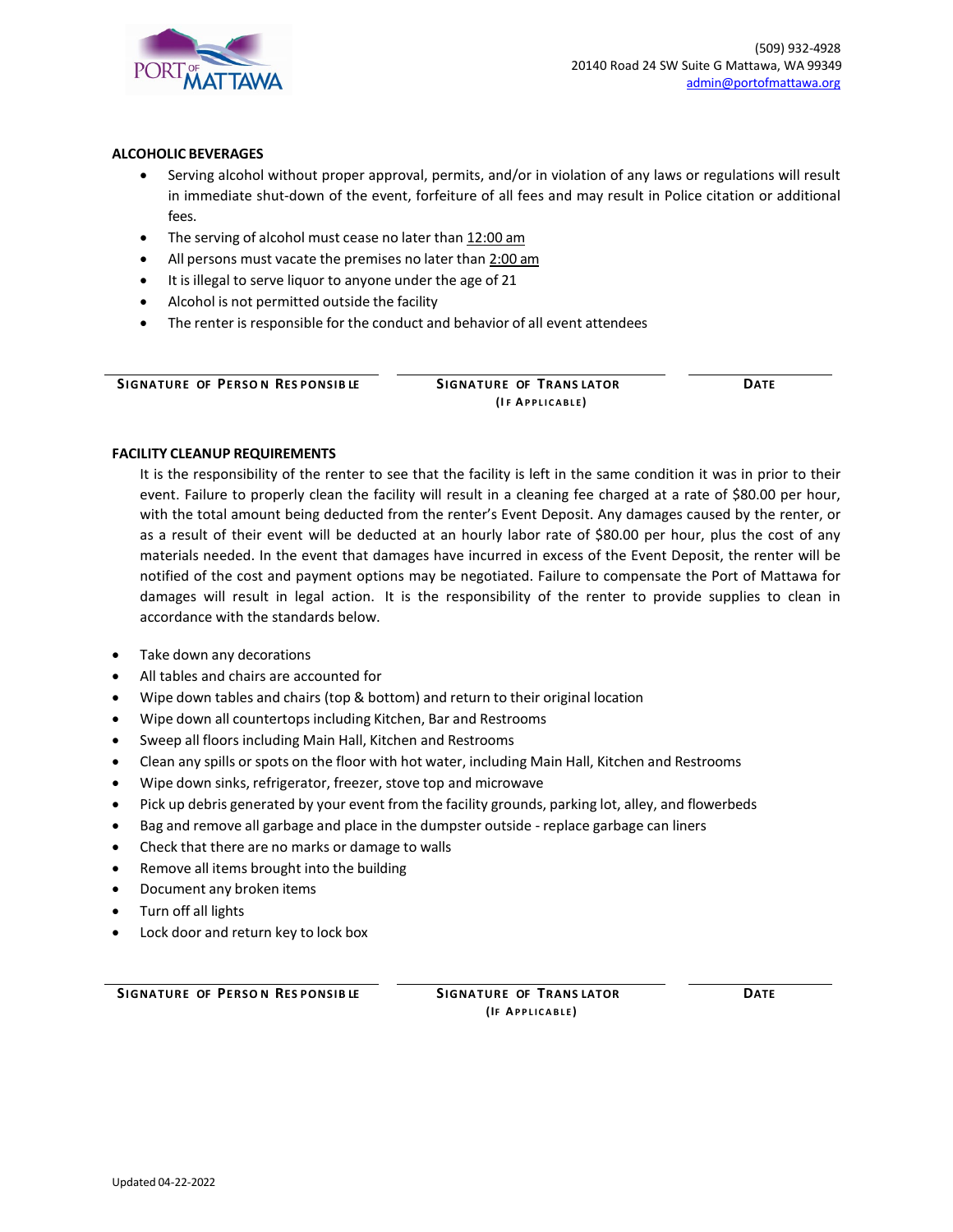(509) 932-4928
20140 Road 24 SW Suite G Mattawa, WA 99349
admin@portofmattawa.org

**ALCOHOLIC BEVERAGES**

- Serving alcohol without proper approval, permits, and/or in violation of any laws or regulations will result in immediate shut-down of the event, forfeiture of all fees and may result in Police citation or additional fees.
- The serving of alcohol must cease no later than 12:00 am
- All persons must vacate the premises no later than 2:00 am
- It is illegal to serve liquor to anyone under the age of 21
- Alcohol is not permitted outside the facility
- The renter is responsible for the conduct and behavior of all event attendees

| | | |
|---|---|---|
| SIGNATURE OF PERSON RESPONSIBLE | SIGNATURE OF TRANSLATOR (IF APPLICABLE) | DATE |

**FACILITY CLEANUP REQUIREMENTS**

It is the responsibility of the renter to see that the facility is left in the same condition it was in prior to their event. Failure to properly clean the facility will result in a cleaning fee charged at a rate of $80.00 per hour, with the total amount being deducted from the renter's Event Deposit. Any damages caused by the renter, or as a result of their event will be deducted at an hourly labor rate of $80.00 per hour, plus the cost of any materials needed. In the event that damages have incurred in excess of the Event Deposit, the renter will be notified of the cost and payment options may be negotiated. Failure to compensate the Port of Mattawa for damages will result in legal action. It is the responsibility of the renter to provide supplies to clean in accordance with the standards below.

- Take down any decorations
- All tables and chairs are accounted for
- Wipe down tables and chairs (top & bottom) and return to their original location
- Wipe down all countertops including Kitchen, Bar and Restrooms
- Sweep all floors including Main Hall, Kitchen and Restrooms
- Clean any spills or spots on the floor with hot water, including Main Hall, Kitchen and Restrooms
- Wipe down sinks, refrigerator, freezer, stove top and microwave
- Pick up debris generated by your event from the facility grounds, parking lot, alley, and flowerbeds
- Bag and remove all garbage and place in the dumpster outside - replace garbage can liners
- Check that there are no marks or damage to walls
- Remove all items brought into the building
- Document any broken items
- Turn off all lights
- Lock door and return key to lock box

| | | |
|---|---|---|
| SIGNATURE OF PERSON RESPONSIBLE | SIGNATURE OF TRANSLATOR (IF APPLICABLE) | DATE |

Updated 04-22-2022